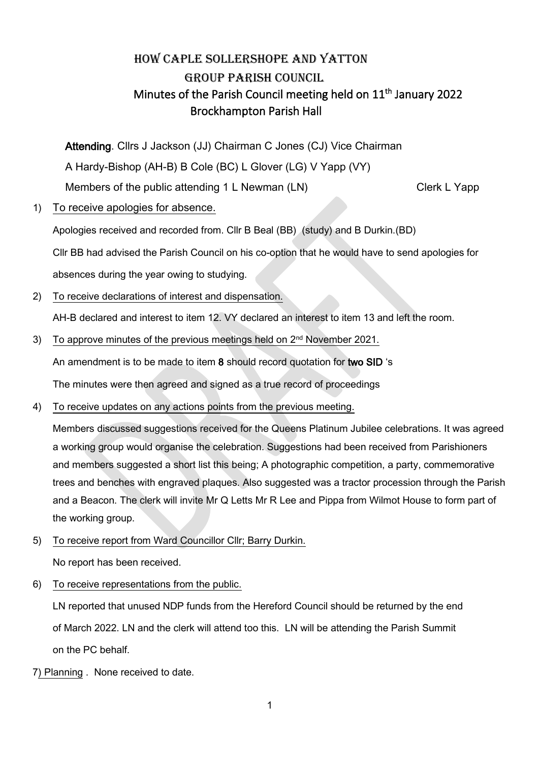# How Caple Sollershope and Yatton Group Parish Council

## Minutes of the Parish Council meeting held on 11th January 2022 Brockhampton Parish Hall

**Attending**. Cllrs J Jackson (JJ) Chairman C Jones (CJ) Vice Chairman

A Hardy-Bishop (AH-B) B Cole (BC) L Glover (LG) V Yapp (VY)

Members of the public attending 1 L Newman (LN) Clerk L Yapp

1) To receive apologies for absence.

   Apologies received and recorded from. Cllr B Beal (BB) (study) and B Durkin.(BD)

   Cllr BB had advised the Parish Council on his co-option that he would have to send apologies for absences during the year owing to studying.

2) To receive declarations of interest and dispensation.

   AH-B declared and interest to item 12. VY declared an interest to item 13 and left the room.

3) To approve minutes of the previous meetings held on 2nd November 2021.

   An amendment is to be made to item **8** should record quotation for **two SID** 's

   The minutes were then agreed and signed as a true record of proceedings

4) To receive updates on any actions points from the previous meeting.

   Members discussed suggestions received for the Queens Platinum Jubilee celebrations. It was agreed a working group would organise the celebration. Suggestions had been received from Parishioners and members suggested a short list this being; A photographic competition, a party, commemorative trees and benches with engraved plaques. Also suggested was a tractor procession through the Parish and a Beacon. The clerk will invite Mr Q Letts Mr R Lee and Pippa from Wilmot House to form part of the working group.

5) To receive report from Ward Councillor Cllr; Barry Durkin.

   No report has been received.

6) To receive representations from the public.

   LN reported that unused NDP funds from the Hereford Council should be returned by the end of March 2022. LN and the clerk will attend too this. LN will be attending the Parish Summit on the PC behalf.

7) Planning . None received to date.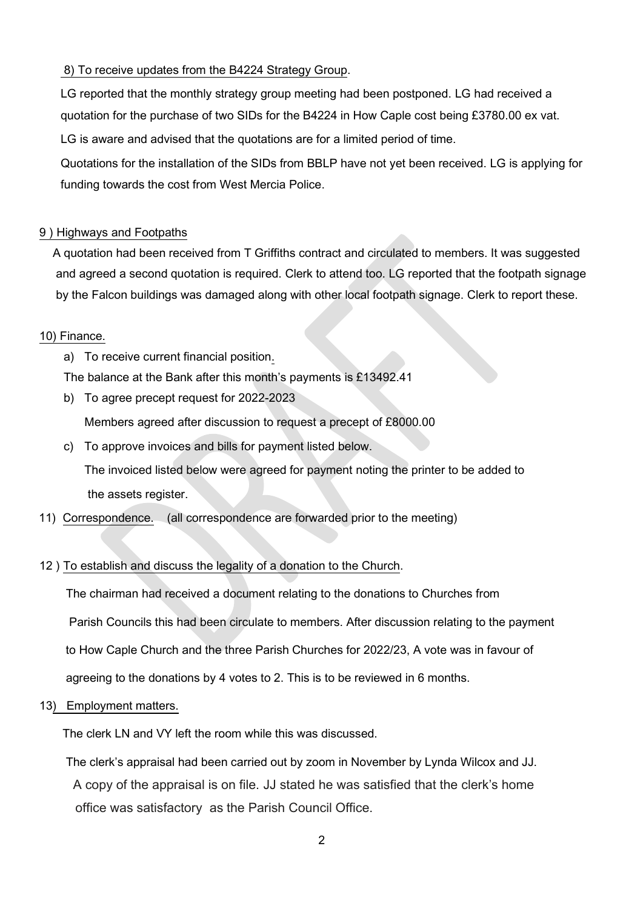8) To receive updates from the B4224 Strategy Group.

LG reported that the monthly strategy group meeting had been postponed. LG had received a quotation for the purchase of two SIDs for the B4224 in How Caple cost being £3780.00 ex vat. LG is aware and advised that the quotations are for a limited period of time.

Quotations for the installation of the SIDs from BBLP have not yet been received. LG is applying for funding towards the cost from West Mercia Police.

9 ) Highways and Footpaths

A quotation had been received from T Griffiths contract and circulated to members. It was suggested and agreed a second quotation is required. Clerk to attend too. LG reported that the footpath signage by the Falcon buildings was damaged along with other local footpath signage. Clerk to report these.

10) Finance.

a) To receive current financial position.

The balance at the Bank after this month's payments is £13492.41

b) To agree precept request for 2022-2023

Members agreed after discussion to request a precept of £8000.00

c) To approve invoices and bills for payment listed below.

The invoiced listed below were agreed for payment noting the printer to be added to the assets register.

11) Correspondence. (all correspondence are forwarded prior to the meeting)

12 ) To establish and discuss the legality of a donation to the Church.

The chairman had received a document relating to the donations to Churches from Parish Councils this had been circulate to members. After discussion relating to the payment to How Caple Church and the three Parish Churches for 2022/23, A vote was in favour of agreeing to the donations by 4 votes to 2. This is to be reviewed in 6 months.

13) Employment matters.

The clerk LN and VY left the room while this was discussed.

The clerk's appraisal had been carried out by zoom in November by Lynda Wilcox and JJ. A copy of the appraisal is on file. JJ stated he was satisfied that the clerk's home office was satisfactory as the Parish Council Office.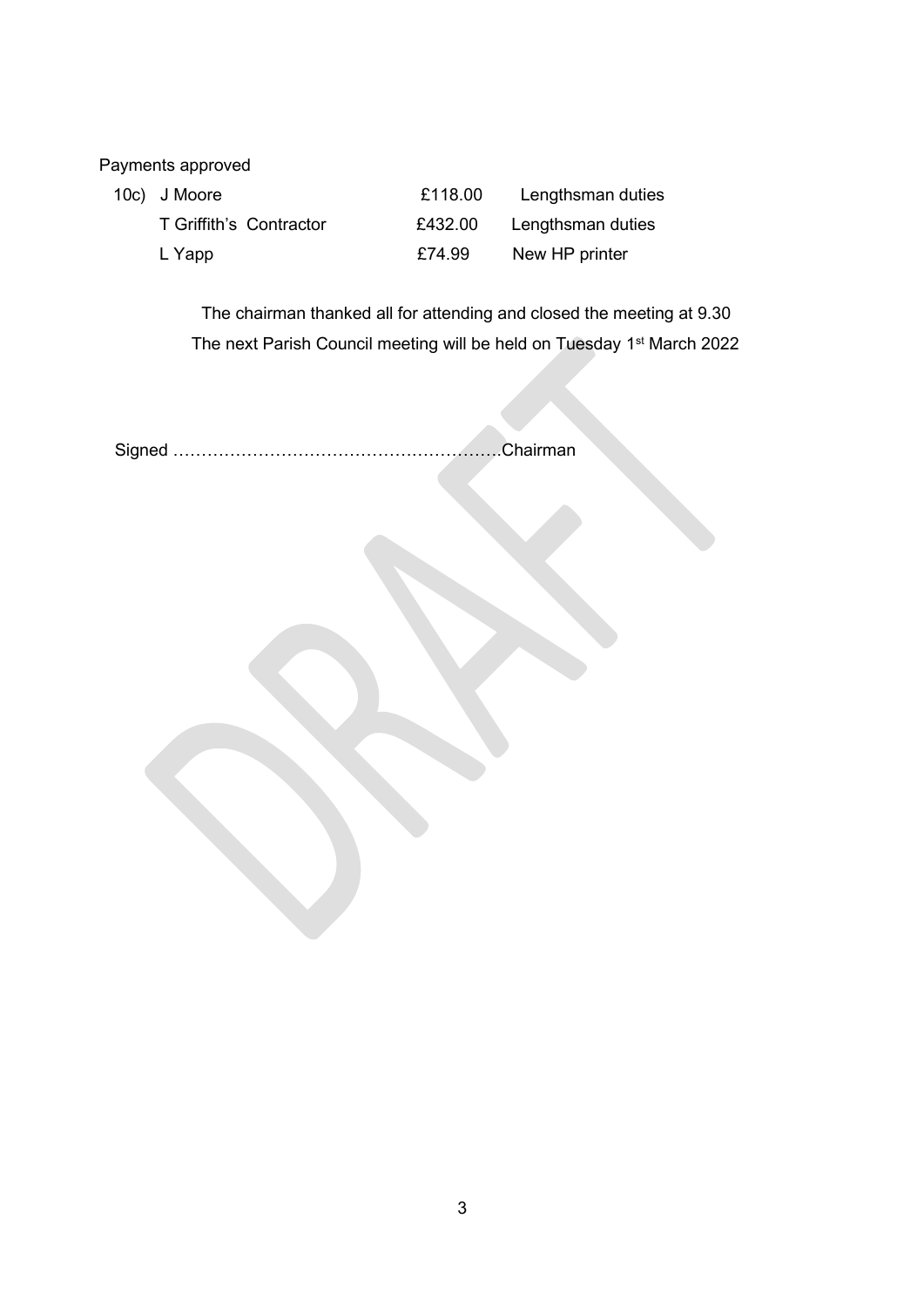Payments approved

| | | | |
|---|---|---|---|
| 10c) | J Moore | £118.00 | Lengthsman duties |
| | T Griffith's Contractor | £432.00 | Lengthsman duties |
| | L Yapp | £74.99 | New HP printer |

The chairman thanked all for attending and closed the meeting at 9.30

The next Parish Council meeting will be held on Tuesday 1st March 2022

Signed …………………………………………………Chairman